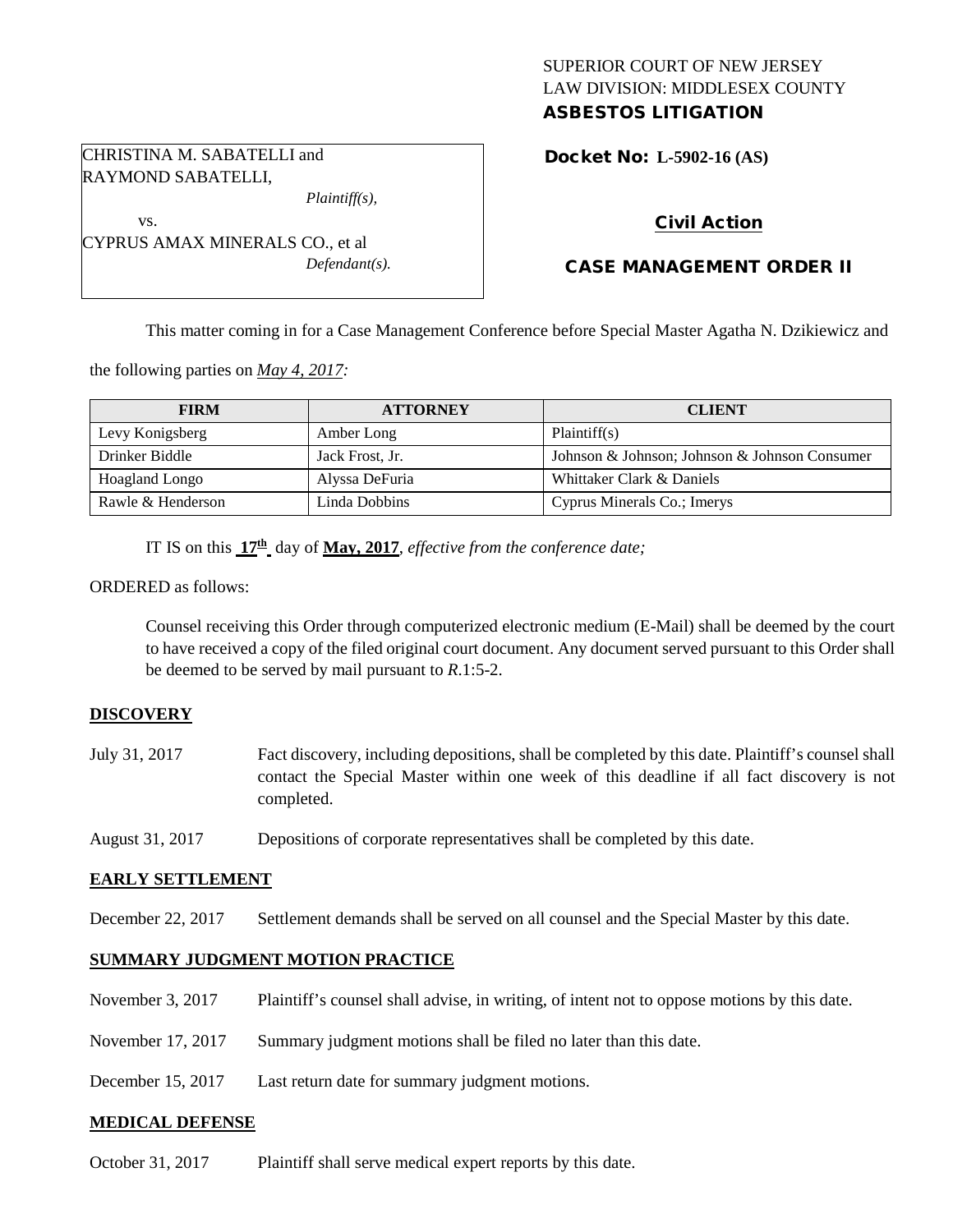SUPERIOR COURT OF NEW JERSEY
LAW DIVISION: MIDDLESEX COUNTY
**ASBESTOS LITIGATION**

CHRISTINA M. SABATELLI and RAYMOND SABATELLI,
*Plaintiff(s),*
vs.
CYPRUS AMAX MINERALS CO., et al
*Defendant(s).*

**Docket No: L-5902-16 (AS)**

**Civil Action**

**CASE MANAGEMENT ORDER II**

This matter coming in for a Case Management Conference before Special Master Agatha N. Dzikiewicz and the following parties on ***May 4, 2017****:*

| FIRM | ATTORNEY | CLIENT |
|---|---|---|
| Levy Konigsberg | Amber Long | Plaintiff(s) |
| Drinker Biddle | Jack Frost, Jr. | Johnson & Johnson; Johnson & Johnson Consumer |
| Hoagland Longo | Alyssa DeFuria | Whittaker Clark & Daniels |
| Rawle & Henderson | Linda Dobbins | Cyprus Minerals Co.; Imerys |

IT IS on this **17th** day of **May, 2017**, *effective from the conference date;*

ORDERED as follows:

Counsel receiving this Order through computerized electronic medium (E-Mail) shall be deemed by the court to have received a copy of the filed original court document. Any document served pursuant to this Order shall be deemed to be served by mail pursuant to *R*.1:5-2.

**DISCOVERY**

July 31, 2017 — Fact discovery, including depositions, shall be completed by this date. Plaintiff's counsel shall contact the Special Master within one week of this deadline if all fact discovery is not completed.

August 31, 2017 — Depositions of corporate representatives shall be completed by this date.

**EARLY SETTLEMENT**

December 22, 2017 — Settlement demands shall be served on all counsel and the Special Master by this date.

**SUMMARY JUDGMENT MOTION PRACTICE**

November 3, 2017 — Plaintiff's counsel shall advise, in writing, of intent not to oppose motions by this date.

November 17, 2017 — Summary judgment motions shall be filed no later than this date.

December 15, 2017 — Last return date for summary judgment motions.

**MEDICAL DEFENSE**

October 31, 2017 — Plaintiff shall serve medical expert reports by this date.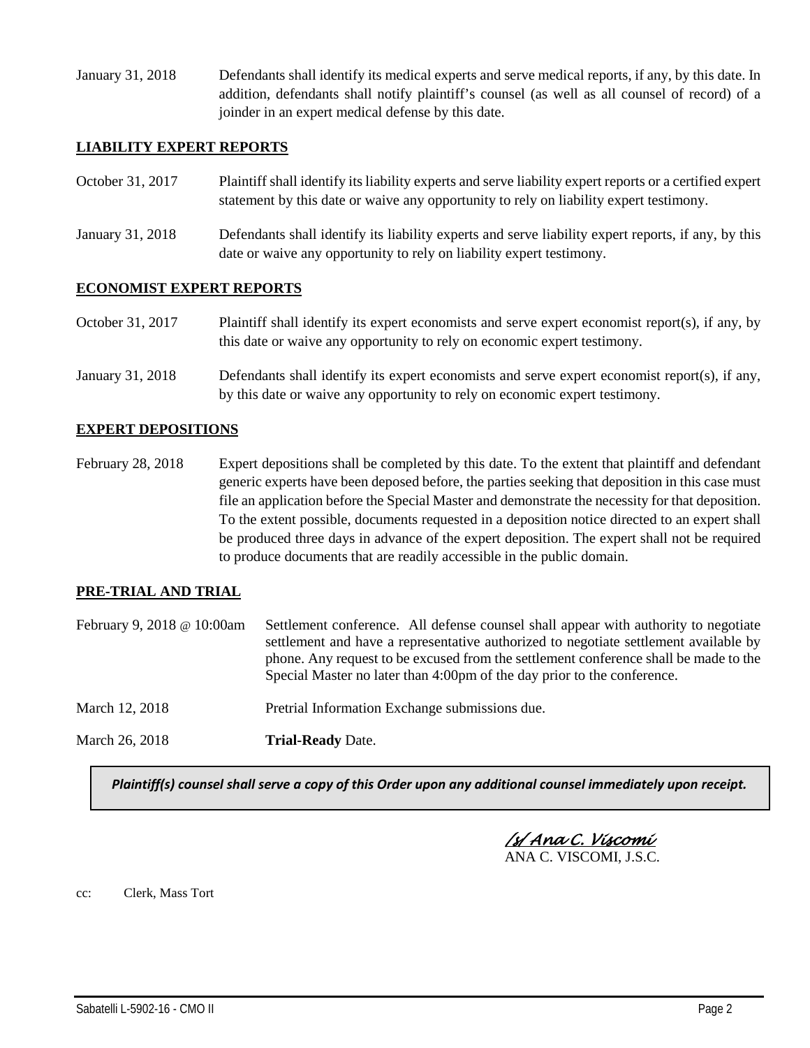| | |
|---|---|
| January 31, 2018 | Defendants shall identify its medical experts and serve medical reports, if any, by this date. In addition, defendants shall notify plaintiff's counsel (as well as all counsel of record) of a joinder in an expert medical defense by this date. |

## LIABILITY EXPERT REPORTS

| | |
|---|---|
| October 31, 2017 | Plaintiff shall identify its liability experts and serve liability expert reports or a certified expert statement by this date or waive any opportunity to rely on liability expert testimony. |
| January 31, 2018 | Defendants shall identify its liability experts and serve liability expert reports, if any, by this date or waive any opportunity to rely on liability expert testimony. |

## ECONOMIST EXPERT REPORTS

| | |
|---|---|
| October 31, 2017 | Plaintiff shall identify its expert economists and serve expert economist report(s), if any, by this date or waive any opportunity to rely on economic expert testimony. |
| January 31, 2018 | Defendants shall identify its expert economists and serve expert economist report(s), if any, by this date or waive any opportunity to rely on economic expert testimony. |

## EXPERT DEPOSITIONS

| | |
|---|---|
| February 28, 2018 | Expert depositions shall be completed by this date. To the extent that plaintiff and defendant generic experts have been deposed before, the parties seeking that deposition in this case must file an application before the Special Master and demonstrate the necessity for that deposition. To the extent possible, documents requested in a deposition notice directed to an expert shall be produced three days in advance of the expert deposition. The expert shall not be required to produce documents that are readily accessible in the public domain. |

## PRE-TRIAL AND TRIAL

| | |
|---|---|
| February 9, 2018 @ 10:00am | Settlement conference. All defense counsel shall appear with authority to negotiate settlement and have a representative authorized to negotiate settlement available by phone. Any request to be excused from the settlement conference shall be made to the Special Master no later than 4:00pm of the day prior to the conference. |
| March 12, 2018 | Pretrial Information Exchange submissions due. |
| March 26, 2018 | **Trial-Ready** Date. |

***Plaintiff(s) counsel shall serve a copy of this Order upon any additional counsel immediately upon receipt.***

*/s/ Ana C. Viscomi*
ANA C. VISCOMI, J.S.C.

cc: Clerk, Mass Tort